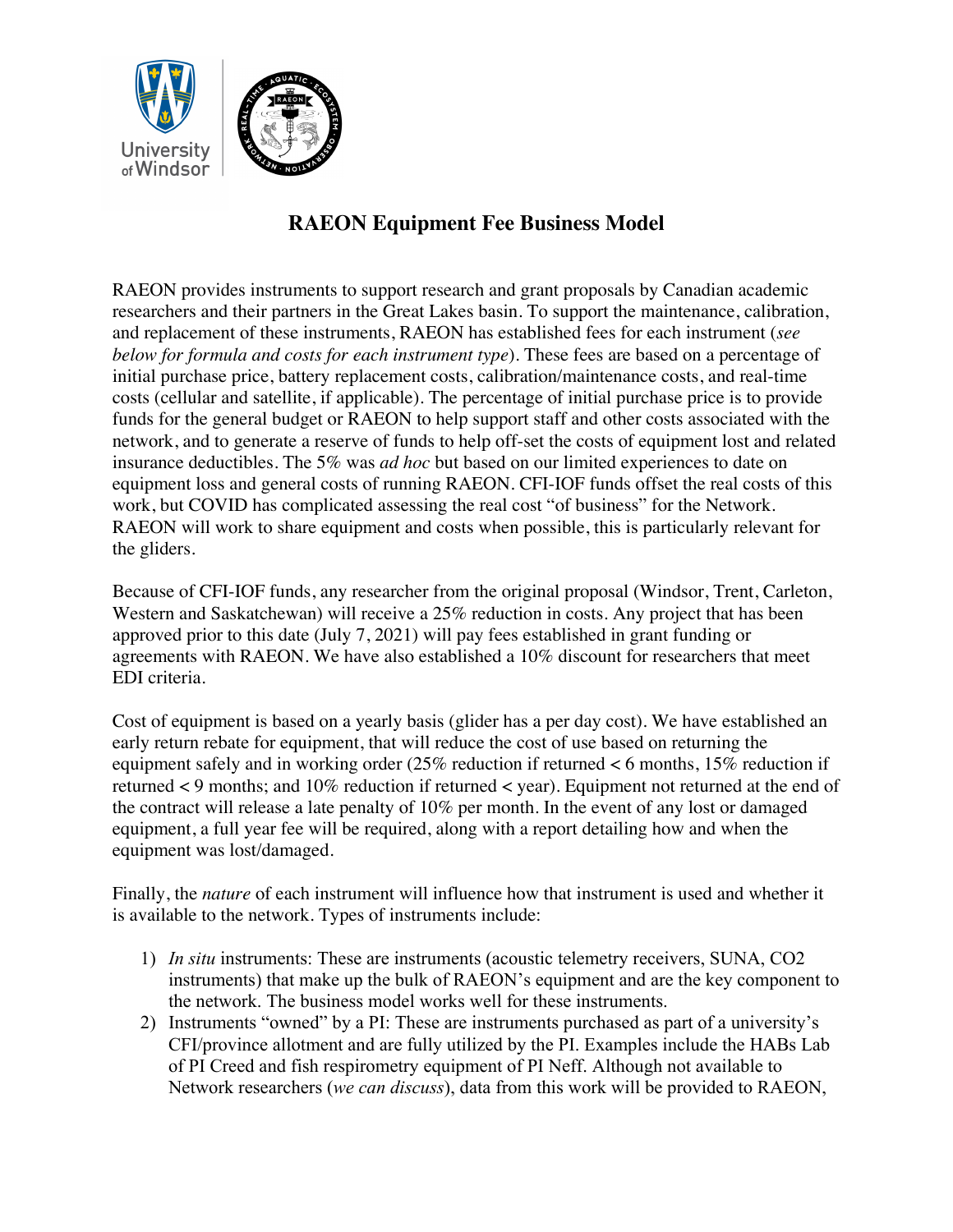# RAEON Equipment Fee Business Model

RAEON provides instruments to support research and grant proposals by Canadian academic researchers and their partners in the Great Lakes basin. To support the maintenance, calibration, and replacement of these instruments, RAEON has established fees for each instrument (*see below for formula and costs for each instrument type*). These fees are based on a percentage of initial purchase price, battery replacement costs, calibration/maintenance costs, and real-time costs (cellular and satellite, if applicable). The percentage of initial purchase price is to provide funds for the general budget or RAEON to help support staff and other costs associated with the network, and to generate a reserve of funds to help off-set the costs of equipment lost and related insurance deductibles. The 5% was *ad hoc* but based on our limited experiences to date on equipment loss and general costs of running RAEON. CFI-IOF funds offset the real costs of this work, but COVID has complicated assessing the real cost "of business" for the Network. RAEON will work to share equipment and costs when possible, this is particularly relevant for the gliders.

Because of CFI-IOF funds, any researcher from the original proposal (Windsor, Trent, Carleton, Western and Saskatchewan) will receive a 25% reduction in costs. Any project that has been approved prior to this date (July 7, 2021) will pay fees established in grant funding or agreements with RAEON. We have also established a 10% discount for researchers that meet EDI criteria.

Cost of equipment is based on a yearly basis (glider has a per day cost). We have established an early return rebate for equipment, that will reduce the cost of use based on returning the equipment safely and in working order (25% reduction if returned < 6 months, 15% reduction if returned < 9 months; and 10% reduction if returned < year). Equipment not returned at the end of the contract will release a late penalty of 10% per month. In the event of any lost or damaged equipment, a full year fee will be required, along with a report detailing how and when the equipment was lost/damaged.

Finally, the *nature* of each instrument will influence how that instrument is used and whether it is available to the network. Types of instruments include:

1) *In situ* instruments: These are instruments (acoustic telemetry receivers, SUNA, CO2 instruments) that make up the bulk of RAEON's equipment and are the key component to the network. The business model works well for these instruments.
2) Instruments "owned" by a PI: These are instruments purchased as part of a university's CFI/province allotment and are fully utilized by the PI. Examples include the HABs Lab of PI Creed and fish respirometry equipment of PI Neff. Although not available to Network researchers (*we can discuss*), data from this work will be provided to RAEON,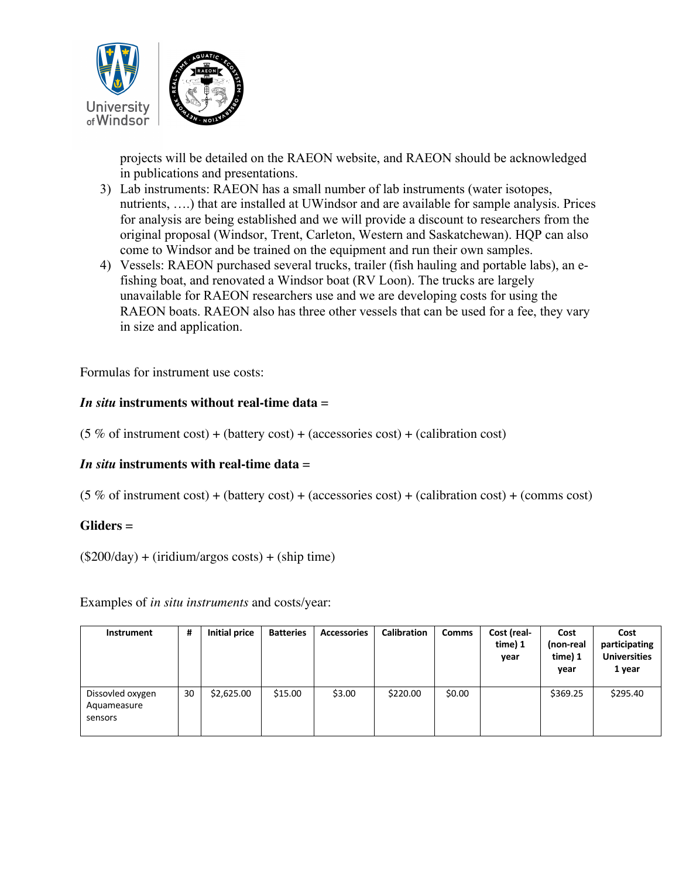projects will be detailed on the RAEON website, and RAEON should be acknowledged in publications and presentations.

3) Lab instruments: RAEON has a small number of lab instruments (water isotopes, nutrients, ….) that are installed at UWindsor and are available for sample analysis. Prices for analysis are being established and we will provide a discount to researchers from the original proposal (Windsor, Trent, Carleton, Western and Saskatchewan). HQP can also come to Windsor and be trained on the equipment and run their own samples.
4) Vessels: RAEON purchased several trucks, trailer (fish hauling and portable labs), an e-fishing boat, and renovated a Windsor boat (RV Loon). The trucks are largely unavailable for RAEON researchers use and we are developing costs for using the RAEON boats. RAEON also has three other vessels that can be used for a fee, they vary in size and application.

Formulas for instrument use costs:

***In situ* instruments without real-time data =**

(5 % of instrument cost) + (battery cost) + (accessories cost) + (calibration cost)

***In situ* instruments with real-time data =**

(5 % of instrument cost) + (battery cost) + (accessories cost) + (calibration cost) + (comms cost)

**Gliders =**

($200/day) + (iridium/argos costs) + (ship time)

Examples of *in situ instruments* and costs/year:

| Instrument | # | Initial price | Batteries | Accessories | Calibration | Comms | Cost (real-time) 1 year | Cost (non-real time) 1 year | Cost participating Universities 1 year |
|---|---|---|---|---|---|---|---|---|---|
| Dissovled oxygen Aquameasure sensors | 30 | $2,625.00 | $15.00 | $3.00 | $220.00 | $0.00 | | $369.25 | $295.40 |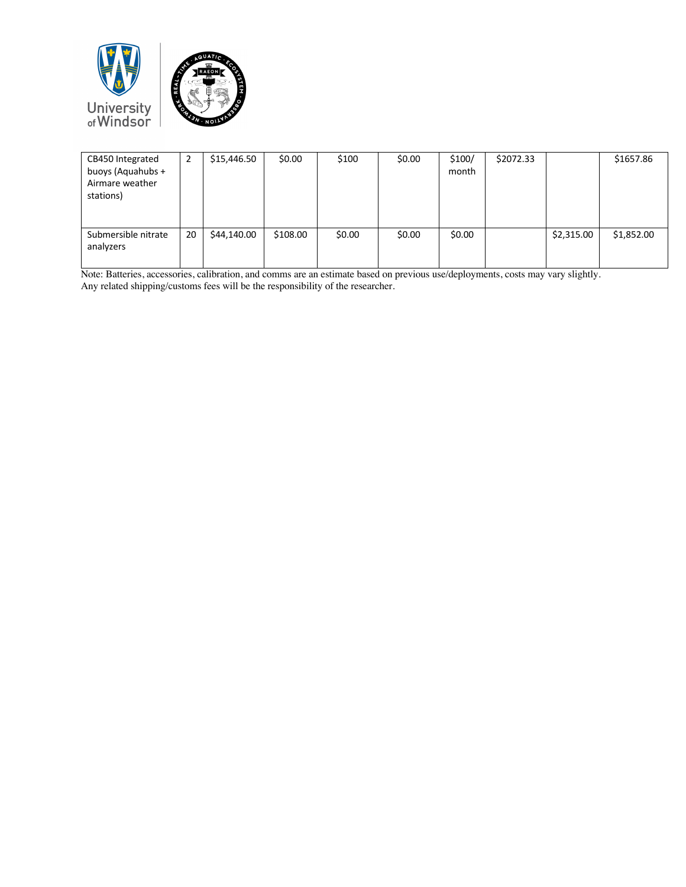| | | | | | | | | | |
|---|---|---|---|---|---|---|---|---|---|
| CB450 Integrated buoys (Aquahubs + Airmare weather stations) | 2 | $15,446.50 | $0.00 | $100 | $0.00 | $100/ month | $2072.33 | | $1657.86 |
| Submersible nitrate analyzers | 20 | $44,140.00 | $108.00 | $0.00 | $0.00 | $0.00 | | $2,315.00 | $1,852.00 |

Note: Batteries, accessories, calibration, and comms are an estimate based on previous use/deployments, costs may vary slightly. Any related shipping/customs fees will be the responsibility of the researcher.